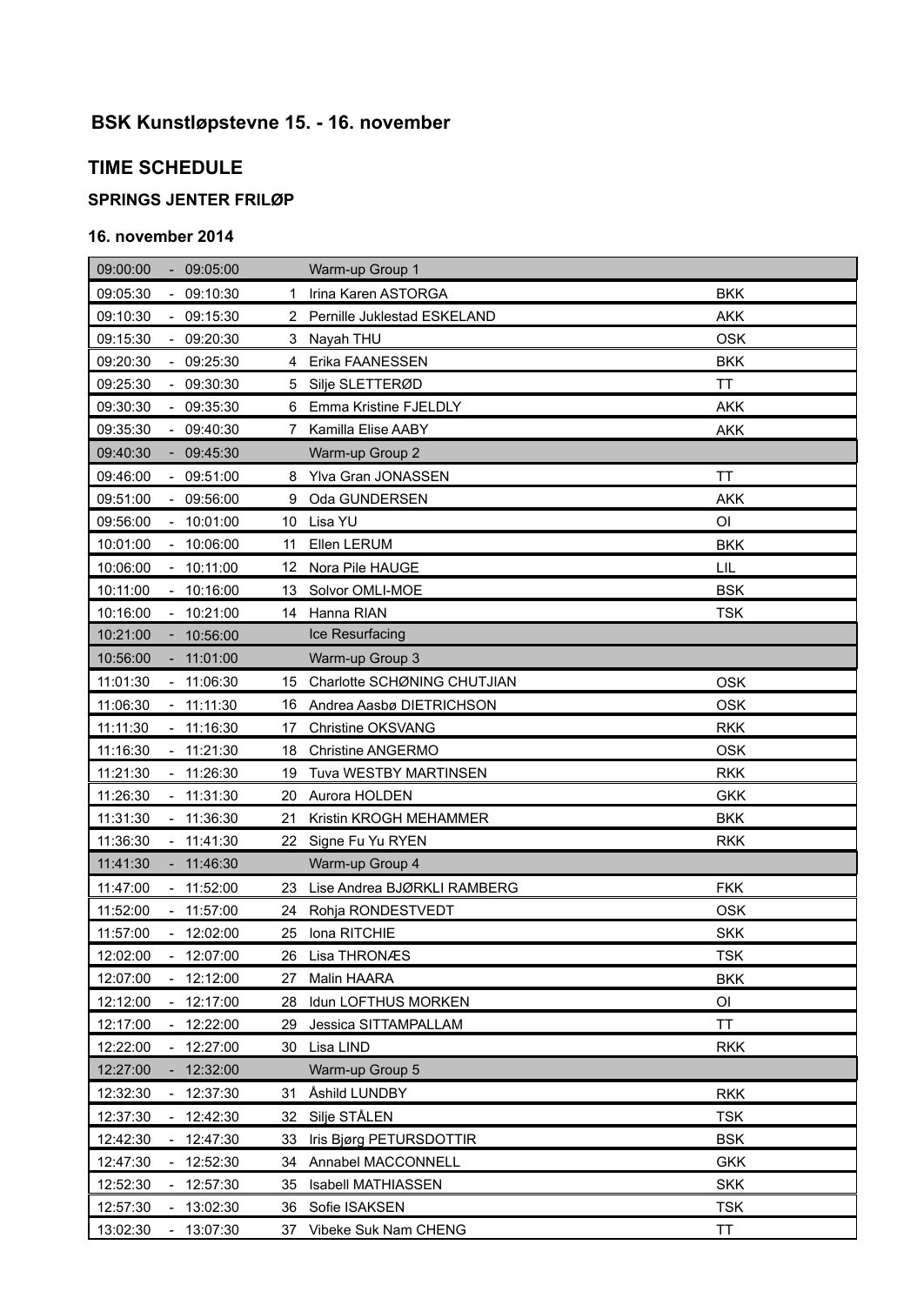# BSK Kunstløpstevne 15. - 16. november

## TIME SCHEDULE

### SPRINGS JENTER FRILØP

#### 16. november 2014

| Time | | Name | Club |
|---|---|---|---|
| 09:00:00 - 09:05:00 | | Warm-up Group 1 | |
| 09:05:30 - 09:10:30 | 1 | Irina Karen ASTORGA | BKK |
| 09:10:30 - 09:15:30 | 2 | Pernille Juklestad ESKELAND | AKK |
| 09:15:30 - 09:20:30 | 3 | Nayah THU | OSK |
| 09:20:30 - 09:25:30 | 4 | Erika FAANESSEN | BKK |
| 09:25:30 - 09:30:30 | 5 | Silje SLETTERØD | TT |
| 09:30:30 - 09:35:30 | 6 | Emma Kristine FJELDLY | AKK |
| 09:35:30 - 09:40:30 | 7 | Kamilla Elise AABY | AKK |
| 09:40:30 - 09:45:30 | | Warm-up Group 2 | |
| 09:46:00 - 09:51:00 | 8 | Ylva Gran JONASSEN | TT |
| 09:51:00 - 09:56:00 | 9 | Oda GUNDERSEN | AKK |
| 09:56:00 - 10:01:00 | 10 | Lisa YU | OI |
| 10:01:00 - 10:06:00 | 11 | Ellen LERUM | BKK |
| 10:06:00 - 10:11:00 | 12 | Nora Pile HAUGE | LIL |
| 10:11:00 - 10:16:00 | 13 | Solvor OMLI-MOE | BSK |
| 10:16:00 - 10:21:00 | 14 | Hanna RIAN | TSK |
| 10:21:00 - 10:56:00 | | Ice Resurfacing | |
| 10:56:00 - 11:01:00 | | Warm-up Group 3 | |
| 11:01:30 - 11:06:30 | 15 | Charlotte SCHØNING CHUTJIAN | OSK |
| 11:06:30 - 11:11:30 | 16 | Andrea Aasbø DIETRICHSON | OSK |
| 11:11:30 - 11:16:30 | 17 | Christine OKSVANG | RKK |
| 11:16:30 - 11:21:30 | 18 | Christine ANGERMO | OSK |
| 11:21:30 - 11:26:30 | 19 | Tuva WESTBY MARTINSEN | RKK |
| 11:26:30 - 11:31:30 | 20 | Aurora HOLDEN | GKK |
| 11:31:30 - 11:36:30 | 21 | Kristin KROGH MEHAMMER | BKK |
| 11:36:30 - 11:41:30 | 22 | Signe Fu Yu RYEN | RKK |
| 11:41:30 - 11:46:30 | | Warm-up Group 4 | |
| 11:47:00 - 11:52:00 | 23 | Lise Andrea BJØRKLI RAMBERG | FKK |
| 11:52:00 - 11:57:00 | 24 | Rohja RONDESTVEDT | OSK |
| 11:57:00 - 12:02:00 | 25 | Iona RITCHIE | SKK |
| 12:02:00 - 12:07:00 | 26 | Lisa THRONÆS | TSK |
| 12:07:00 - 12:12:00 | 27 | Malin HAARA | BKK |
| 12:12:00 - 12:17:00 | 28 | Idun LOFTHUS MORKEN | OI |
| 12:17:00 - 12:22:00 | 29 | Jessica SITTAMPALLAM | TT |
| 12:22:00 - 12:27:00 | 30 | Lisa LIND | RKK |
| 12:27:00 - 12:32:00 | | Warm-up Group 5 | |
| 12:32:30 - 12:37:30 | 31 | Åshild LUNDBY | RKK |
| 12:37:30 - 12:42:30 | 32 | Silje STÅLEN | TSK |
| 12:42:30 - 12:47:30 | 33 | Iris Bjørg PETURSDOTTIR | BSK |
| 12:47:30 - 12:52:30 | 34 | Annabel MACCONNELL | GKK |
| 12:52:30 - 12:57:30 | 35 | Isabell MATHIASSEN | SKK |
| 12:57:30 - 13:02:30 | 36 | Sofie ISAKSEN | TSK |
| 13:02:30 - 13:07:30 | 37 | Vibeke Suk Nam CHENG | TT |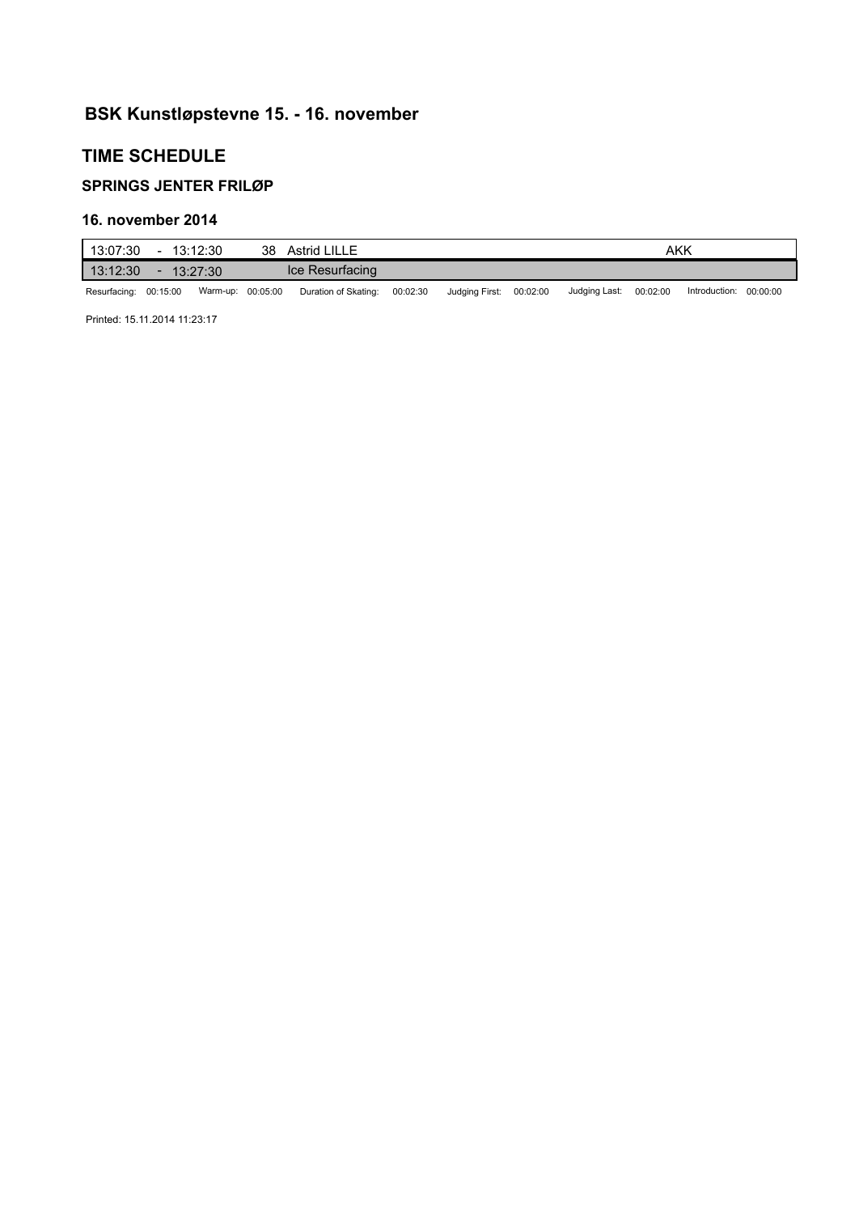## BSK Kunstløpstevne 15. - 16. november

## TIME SCHEDULE

### SPRINGS JENTER FRILØP

### 16. november 2014

| | | | | |
|---|---|---|---|---|
| 13:07:30 - 13:12:30 | 38 | Astrid LILLE | | AKK |
| 13:12:30 - 13:27:30 | | Ice Resurfacing | | |

Resurfacing: 00:15:00 Warm-up: 00:05:00 Duration of Skating: 00:02:30 Judging First: 00:02:00 Judging Last: 00:02:00 Introduction: 00:00:00

Printed: 15.11.2014 11:23:17